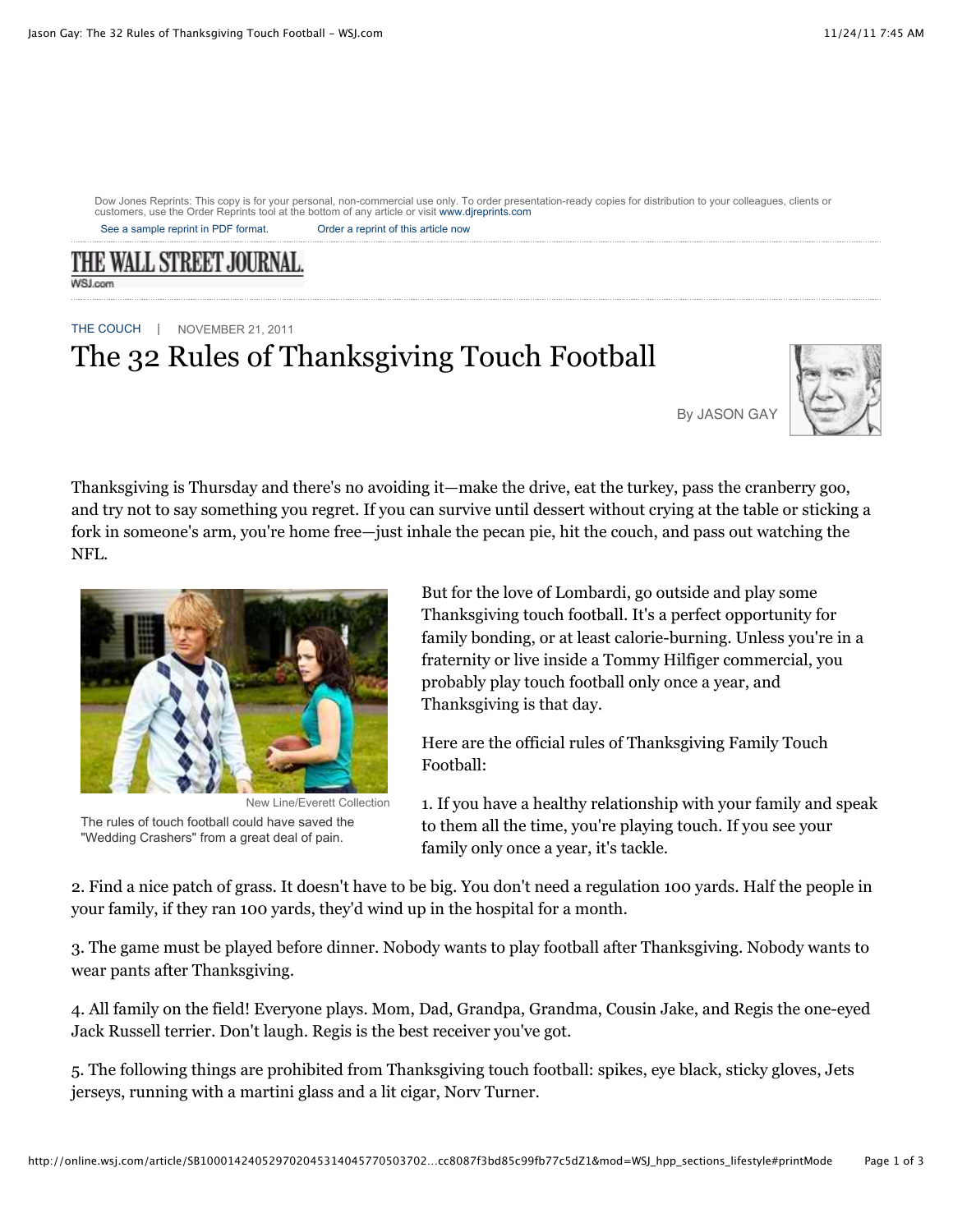Dow Jones Reprints: This copy is for your personal, non-commercial use only. To order presentation-ready copies for distribution to your colleagues, clients or customers, use the Order Reprints tool at the bottom of any article or visit www.djreprints.com

See a sample reprint in PDF format. Order a reprint of this article now

THE WALL STREET JOURNAL.
WSJ.com

THE COUCH | NOVEMBER 21, 2011

# The 32 Rules of Thanksgiving Touch Football

By JASON GAY

Thanksgiving is Thursday and there's no avoiding it—make the drive, eat the turkey, pass the cranberry goo, and try not to say something you regret. If you can survive until dessert without crying at the table or sticking a fork in someone's arm, you're home free—just inhale the pecan pie, hit the couch, and pass out watching the NFL.

New Line/Everett Collection

The rules of touch football could have saved the "Wedding Crashers" from a great deal of pain.

But for the love of Lombardi, go outside and play some Thanksgiving touch football. It's a perfect opportunity for family bonding, or at least calorie-burning. Unless you're in a fraternity or live inside a Tommy Hilfiger commercial, you probably play touch football only once a year, and Thanksgiving is that day.

Here are the official rules of Thanksgiving Family Touch Football:

1. If you have a healthy relationship with your family and speak to them all the time, you're playing touch. If you see your family only once a year, it's tackle.

2. Find a nice patch of grass. It doesn't have to be big. You don't need a regulation 100 yards. Half the people in your family, if they ran 100 yards, they'd wind up in the hospital for a month.

3. The game must be played before dinner. Nobody wants to play football after Thanksgiving. Nobody wants to wear pants after Thanksgiving.

4. All family on the field! Everyone plays. Mom, Dad, Grandpa, Grandma, Cousin Jake, and Regis the one-eyed Jack Russell terrier. Don't laugh. Regis is the best receiver you've got.

5. The following things are prohibited from Thanksgiving touch football: spikes, eye black, sticky gloves, Jets jerseys, running with a martini glass and a lit cigar, Norv Turner.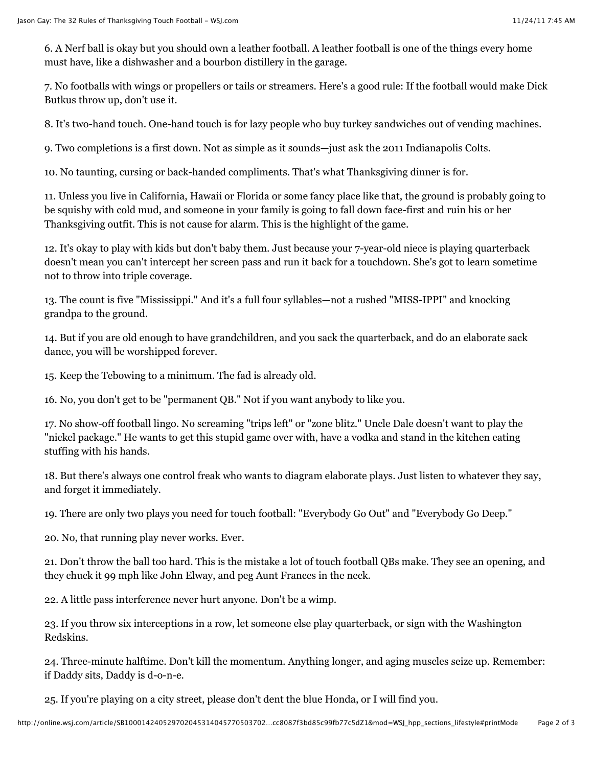6. A Nerf ball is okay but you should own a leather football. A leather football is one of the things every home must have, like a dishwasher and a bourbon distillery in the garage.

7. No footballs with wings or propellers or tails or streamers. Here's a good rule: If the football would make Dick Butkus throw up, don't use it.

8. It's two-hand touch. One-hand touch is for lazy people who buy turkey sandwiches out of vending machines.

9. Two completions is a first down. Not as simple as it sounds—just ask the 2011 Indianapolis Colts.

10. No taunting, cursing or back-handed compliments. That's what Thanksgiving dinner is for.

11. Unless you live in California, Hawaii or Florida or some fancy place like that, the ground is probably going to be squishy with cold mud, and someone in your family is going to fall down face-first and ruin his or her Thanksgiving outfit. This is not cause for alarm. This is the highlight of the game.

12. It's okay to play with kids but don't baby them. Just because your 7-year-old niece is playing quarterback doesn't mean you can't intercept her screen pass and run it back for a touchdown. She's got to learn sometime not to throw into triple coverage.

13. The count is five "Mississippi." And it's a full four syllables—not a rushed "MISS-IPPI" and knocking grandpa to the ground.

14. But if you are old enough to have grandchildren, and you sack the quarterback, and do an elaborate sack dance, you will be worshipped forever.

15. Keep the Tebowing to a minimum. The fad is already old.

16. No, you don't get to be "permanent QB." Not if you want anybody to like you.

17. No show-off football lingo. No screaming "trips left" or "zone blitz." Uncle Dale doesn't want to play the "nickel package." He wants to get this stupid game over with, have a vodka and stand in the kitchen eating stuffing with his hands.

18. But there's always one control freak who wants to diagram elaborate plays. Just listen to whatever they say, and forget it immediately.

19. There are only two plays you need for touch football: "Everybody Go Out" and "Everybody Go Deep."

20. No, that running play never works. Ever.

21. Don't throw the ball too hard. This is the mistake a lot of touch football QBs make. They see an opening, and they chuck it 99 mph like John Elway, and peg Aunt Frances in the neck.

22. A little pass interference never hurt anyone. Don't be a wimp.

23. If you throw six interceptions in a row, let someone else play quarterback, or sign with the Washington Redskins.

24. Three-minute halftime. Don't kill the momentum. Anything longer, and aging muscles seize up. Remember: if Daddy sits, Daddy is d-o-n-e.

25. If you're playing on a city street, please don't dent the blue Honda, or I will find you.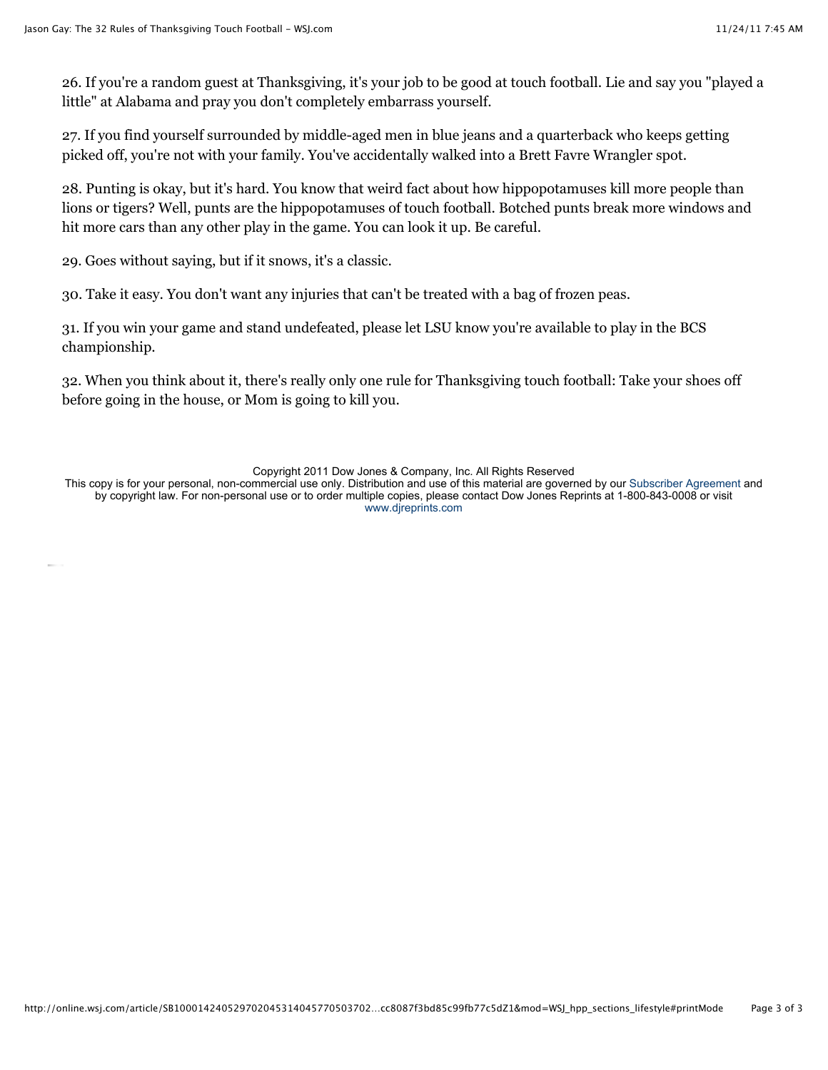26. If you're a random guest at Thanksgiving, it's your job to be good at touch football. Lie and say you "played a little" at Alabama and pray you don't completely embarrass yourself.

27. If you find yourself surrounded by middle-aged men in blue jeans and a quarterback who keeps getting picked off, you're not with your family. You've accidentally walked into a Brett Favre Wrangler spot.

28. Punting is okay, but it's hard. You know that weird fact about how hippopotamuses kill more people than lions or tigers? Well, punts are the hippopotamuses of touch football. Botched punts break more windows and hit more cars than any other play in the game. You can look it up. Be careful.

29. Goes without saying, but if it snows, it's a classic.

30. Take it easy. You don't want any injuries that can't be treated with a bag of frozen peas.

31. If you win your game and stand undefeated, please let LSU know you're available to play in the BCS championship.

32. When you think about it, there's really only one rule for Thanksgiving touch football: Take your shoes off before going in the house, or Mom is going to kill you.

Copyright 2011 Dow Jones & Company, Inc. All Rights Reserved

This copy is for your personal, non-commercial use only. Distribution and use of this material are governed by our Subscriber Agreement and by copyright law. For non-personal use or to order multiple copies, please contact Dow Jones Reprints at 1-800-843-0008 or visit www.djreprints.com